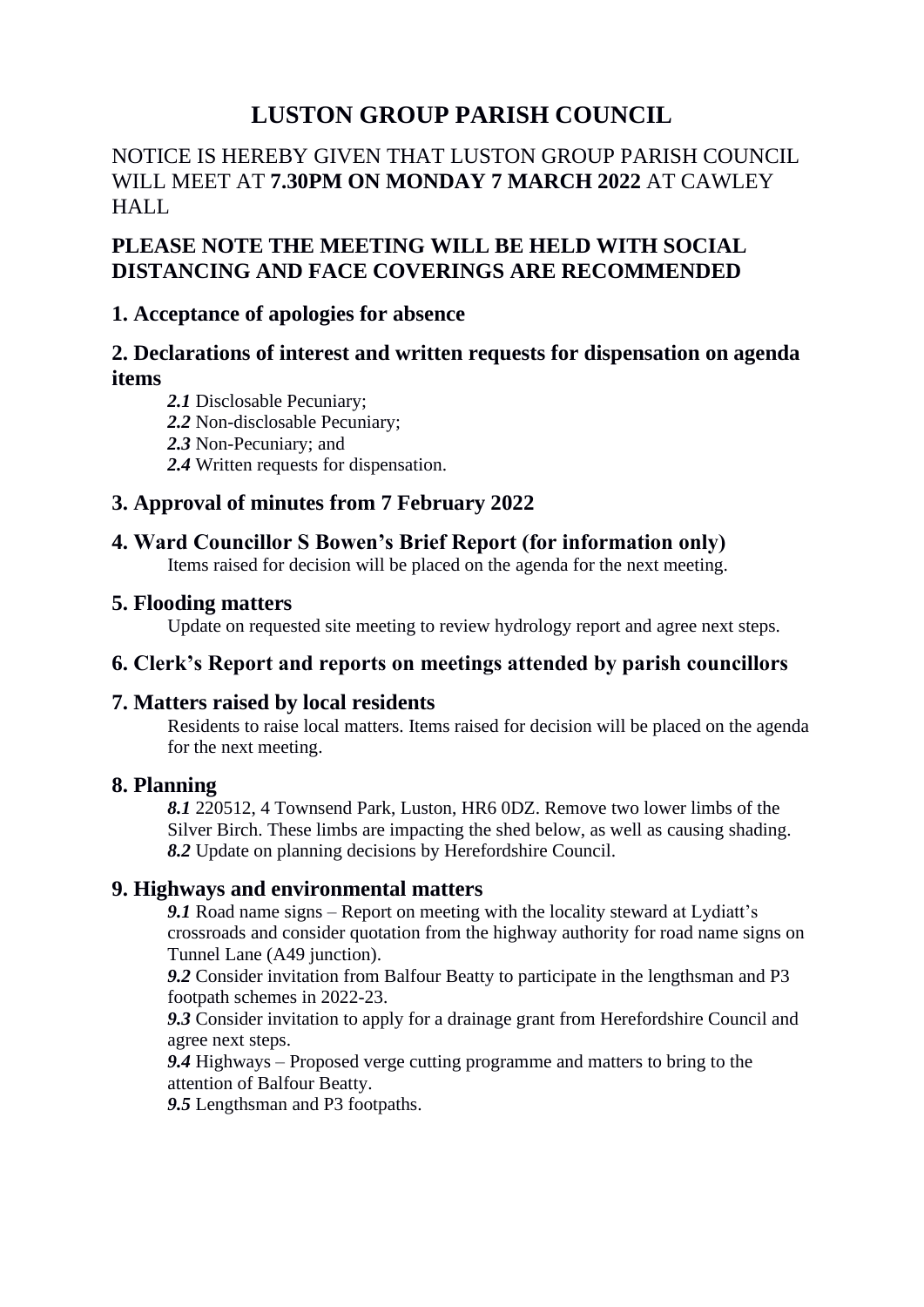# LUSTON GROUP PARISH COUNCIL

NOTICE IS HEREBY GIVEN THAT LUSTON GROUP PARISH COUNCIL WILL MEET AT **7.30PM ON MONDAY 7 MARCH 2022** AT CAWLEY HALL

**PLEASE NOTE THE MEETING WILL BE HELD WITH SOCIAL DISTANCING AND FACE COVERINGS ARE RECOMMENDED**

## 1. Acceptance of apologies for absence

## 2. Declarations of interest and written requests for dispensation on agenda items

*2.1* Disclosable Pecuniary;
*2.2* Non-disclosable Pecuniary;
*2.3* Non-Pecuniary; and
*2.4* Written requests for dispensation.

## 3. Approval of minutes from 7 February 2022

## 4. Ward Councillor S Bowen's Brief Report (for information only)

Items raised for decision will be placed on the agenda for the next meeting.

## 5. Flooding matters

Update on requested site meeting to review hydrology report and agree next steps.

## 6. Clerk's Report and reports on meetings attended by parish councillors

## 7. Matters raised by local residents

Residents to raise local matters. Items raised for decision will be placed on the agenda for the next meeting.

## 8. Planning

*8.1* 220512, 4 Townsend Park, Luston, HR6 0DZ. Remove two lower limbs of the Silver Birch. These limbs are impacting the shed below, as well as causing shading.
*8.2* Update on planning decisions by Herefordshire Council.

## 9. Highways and environmental matters

*9.1* Road name signs – Report on meeting with the locality steward at Lydiatt's crossroads and consider quotation from the highway authority for road name signs on Tunnel Lane (A49 junction).
*9.2* Consider invitation from Balfour Beatty to participate in the lengthsman and P3 footpath schemes in 2022-23.
*9.3* Consider invitation to apply for a drainage grant from Herefordshire Council and agree next steps.
*9.4* Highways – Proposed verge cutting programme and matters to bring to the attention of Balfour Beatty.
*9.5* Lengthsman and P3 footpaths.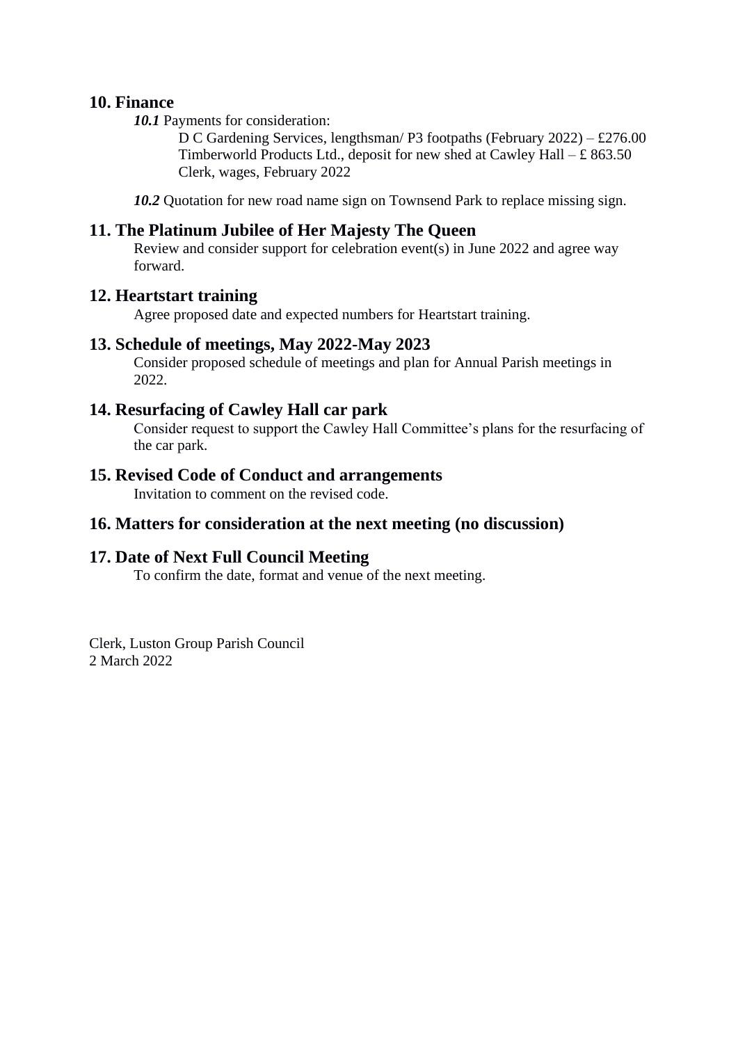## 10. Finance

***10.1*** Payments for consideration:

D C Gardening Services, lengthsman/ P3 footpaths (February 2022) – £276.00
Timberworld Products Ltd., deposit for new shed at Cawley Hall – £ 863.50
Clerk, wages, February 2022

***10.2*** Quotation for new road name sign on Townsend Park to replace missing sign.

## 11. The Platinum Jubilee of Her Majesty The Queen

Review and consider support for celebration event(s) in June 2022 and agree way forward.

## 12. Heartstart training

Agree proposed date and expected numbers for Heartstart training.

## 13. Schedule of meetings, May 2022-May 2023

Consider proposed schedule of meetings and plan for Annual Parish meetings in 2022.

## 14. Resurfacing of Cawley Hall car park

Consider request to support the Cawley Hall Committee's plans for the resurfacing of the car park.

## 15. Revised Code of Conduct and arrangements

Invitation to comment on the revised code.

## 16. Matters for consideration at the next meeting (no discussion)

## 17. Date of Next Full Council Meeting

To confirm the date, format and venue of the next meeting.

Clerk, Luston Group Parish Council
2 March 2022